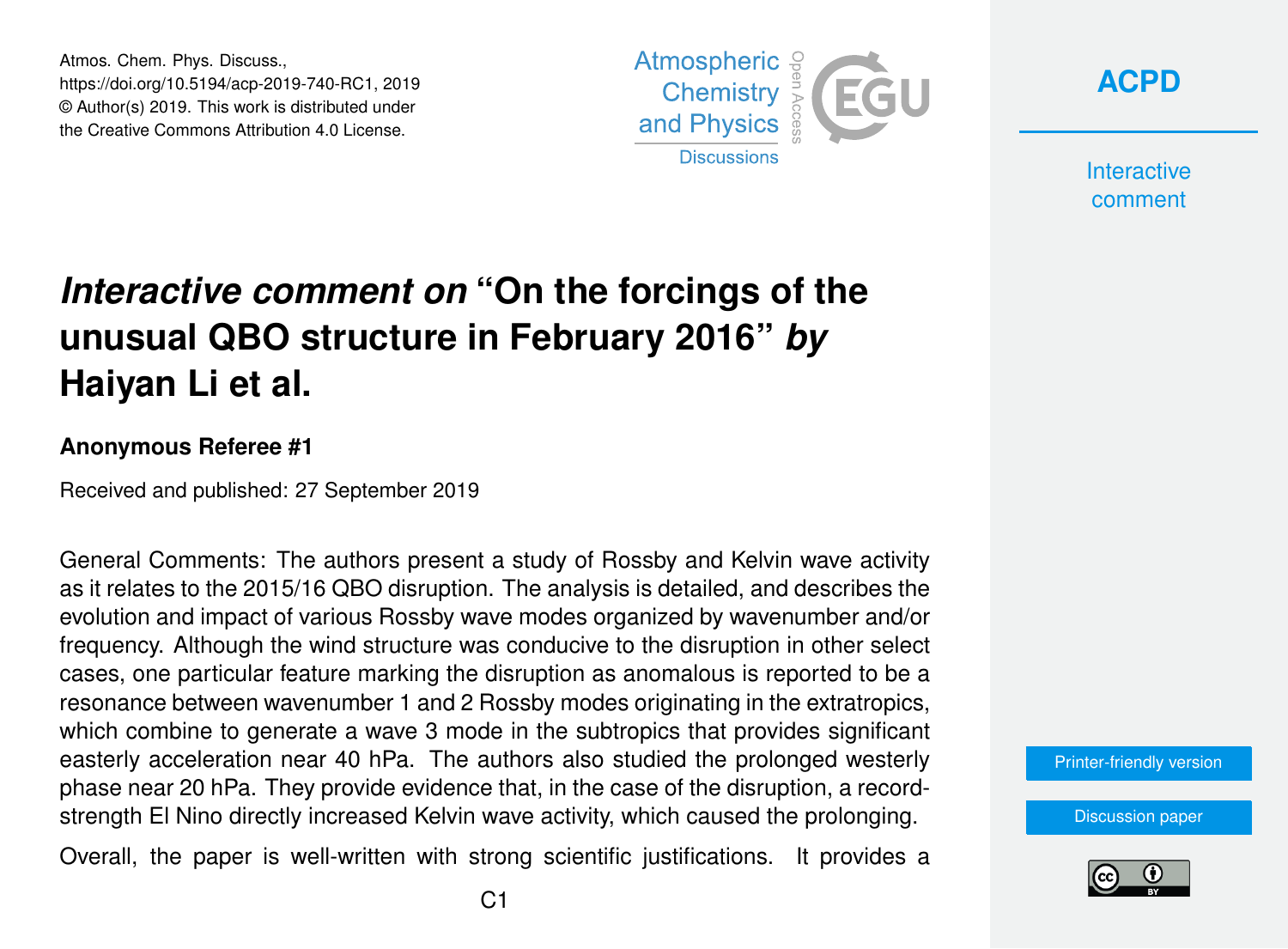Atmos. Chem. Phys. Discuss.,
https://doi.org/10.5194/acp-2019-740-RC1, 2019
© Author(s) 2019. This work is distributed under
the Creative Commons Attribution 4.0 License.

# *Interactive comment on* "On the forcings of the unusual QBO structure in February 2016" *by* Haiyan Li et al.

### Anonymous Referee #1

Received and published: 27 September 2019

General Comments: The authors present a study of Rossby and Kelvin wave activity as it relates to the 2015/16 QBO disruption. The analysis is detailed, and describes the evolution and impact of various Rossby wave modes organized by wavenumber and/or frequency. Although the wind structure was conducive to the disruption in other select cases, one particular feature marking the disruption as anomalous is reported to be a resonance between wavenumber 1 and 2 Rossby modes originating in the extratropics, which combine to generate a wave 3 mode in the subtropics that provides significant easterly acceleration near 40 hPa. The authors also studied the prolonged westerly phase near 20 hPa. They provide evidence that, in the case of the disruption, a record-strength El Nino directly increased Kelvin wave activity, which caused the prolonging.

Overall, the paper is well-written with strong scientific justifications. It provides a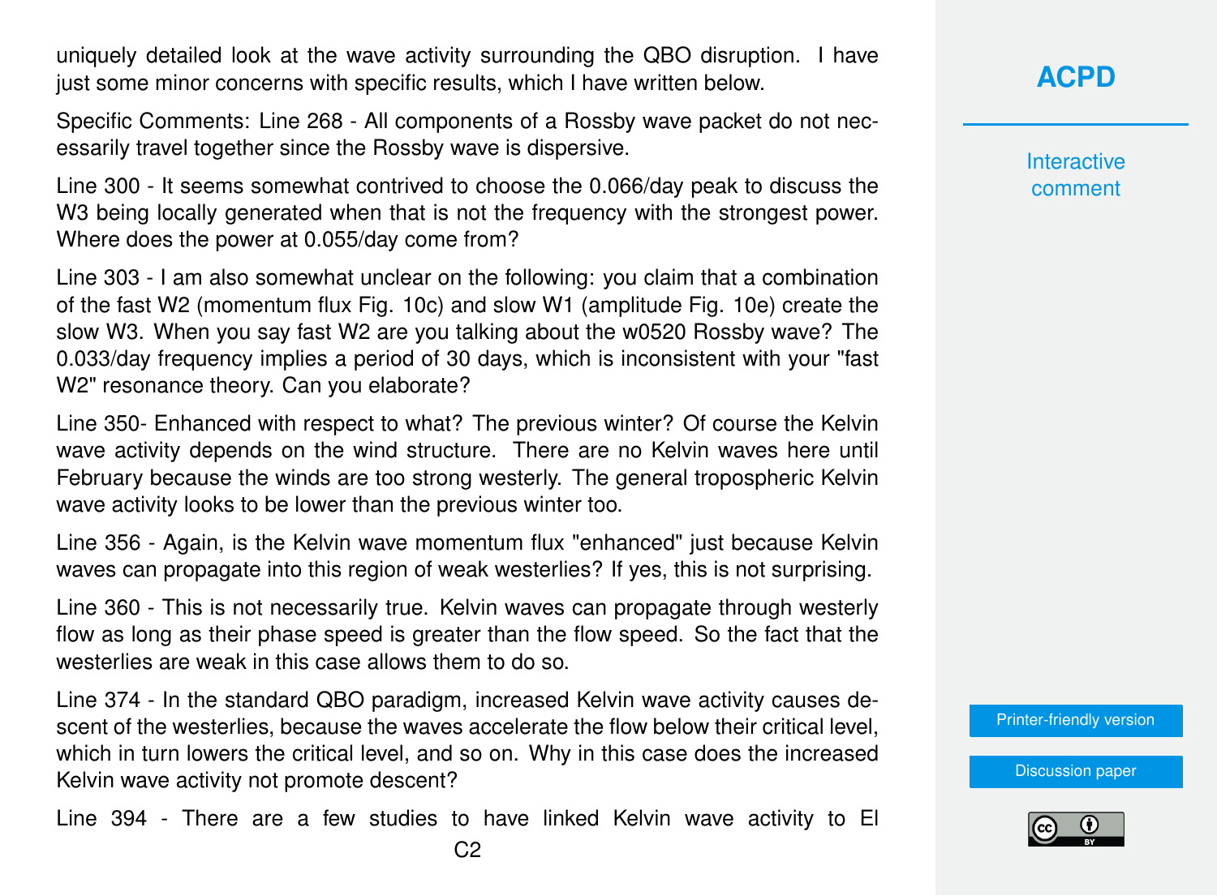uniquely detailed look at the wave activity surrounding the QBO disruption. I have just some minor concerns with specific results, which I have written below.

Specific Comments: Line 268 - All components of a Rossby wave packet do not necessarily travel together since the Rossby wave is dispersive.

Line 300 - It seems somewhat contrived to choose the 0.066/day peak to discuss the W3 being locally generated when that is not the frequency with the strongest power. Where does the power at 0.055/day come from?

Line 303 - I am also somewhat unclear on the following: you claim that a combination of the fast W2 (momentum flux Fig. 10c) and slow W1 (amplitude Fig. 10e) create the slow W3. When you say fast W2 are you talking about the w0520 Rossby wave? The 0.033/day frequency implies a period of 30 days, which is inconsistent with your "fast W2" resonance theory. Can you elaborate?

Line 350- Enhanced with respect to what? The previous winter? Of course the Kelvin wave activity depends on the wind structure. There are no Kelvin waves here until February because the winds are too strong westerly. The general tropospheric Kelvin wave activity looks to be lower than the previous winter too.

Line 356 - Again, is the Kelvin wave momentum flux "enhanced" just because Kelvin waves can propagate into this region of weak westerlies? If yes, this is not surprising.

Line 360 - This is not necessarily true. Kelvin waves can propagate through westerly flow as long as their phase speed is greater than the flow speed. So the fact that the westerlies are weak in this case allows them to do so.

Line 374 - In the standard QBO paradigm, increased Kelvin wave activity causes descent of the westerlies, because the waves accelerate the flow below their critical level, which in turn lowers the critical level, and so on. Why in this case does the increased Kelvin wave activity not promote descent?

Line 394 - There are a few studies to have linked Kelvin wave activity to El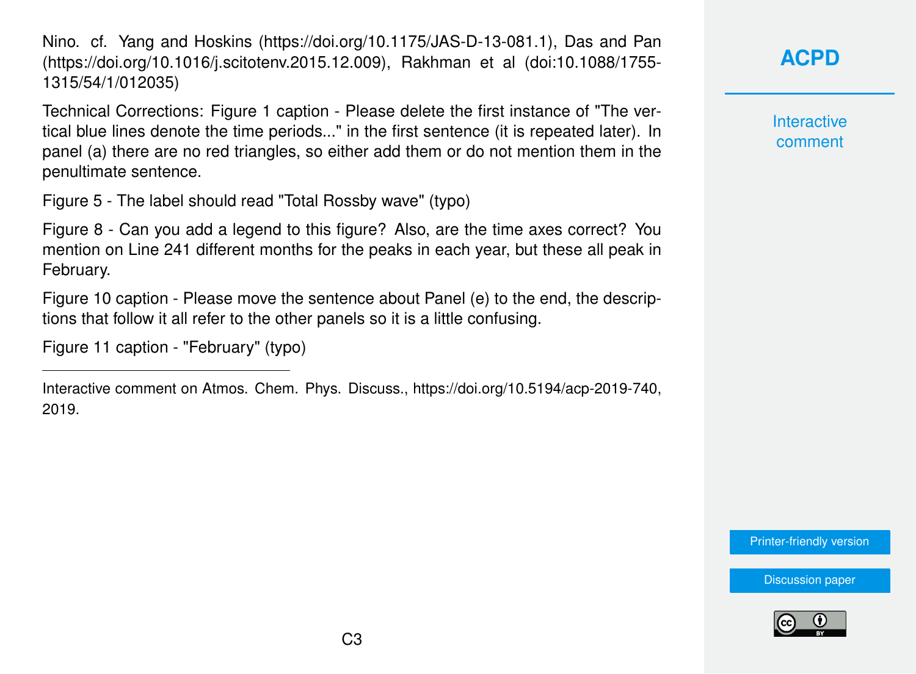Nino. cf. Yang and Hoskins (https://doi.org/10.1175/JAS-D-13-081.1), Das and Pan (https://doi.org/10.1016/j.scitotenv.2015.12.009), Rakhman et al (doi:10.1088/1755-1315/54/1/012035)

Technical Corrections: Figure 1 caption - Please delete the first instance of "The vertical blue lines denote the time periods..." in the first sentence (it is repeated later). In panel (a) there are no red triangles, so either add them or do not mention them in the penultimate sentence.

Figure 5 - The label should read "Total Rossby wave" (typo)

Figure 8 - Can you add a legend to this figure? Also, are the time axes correct? You mention on Line 241 different months for the peaks in each year, but these all peak in February.

Figure 10 caption - Please move the sentence about Panel (e) to the end, the descriptions that follow it all refer to the other panels so it is a little confusing.

Figure 11 caption - "February" (typo)

---

Interactive comment on Atmos. Chem. Phys. Discuss., https://doi.org/10.5194/acp-2019-740, 2019.